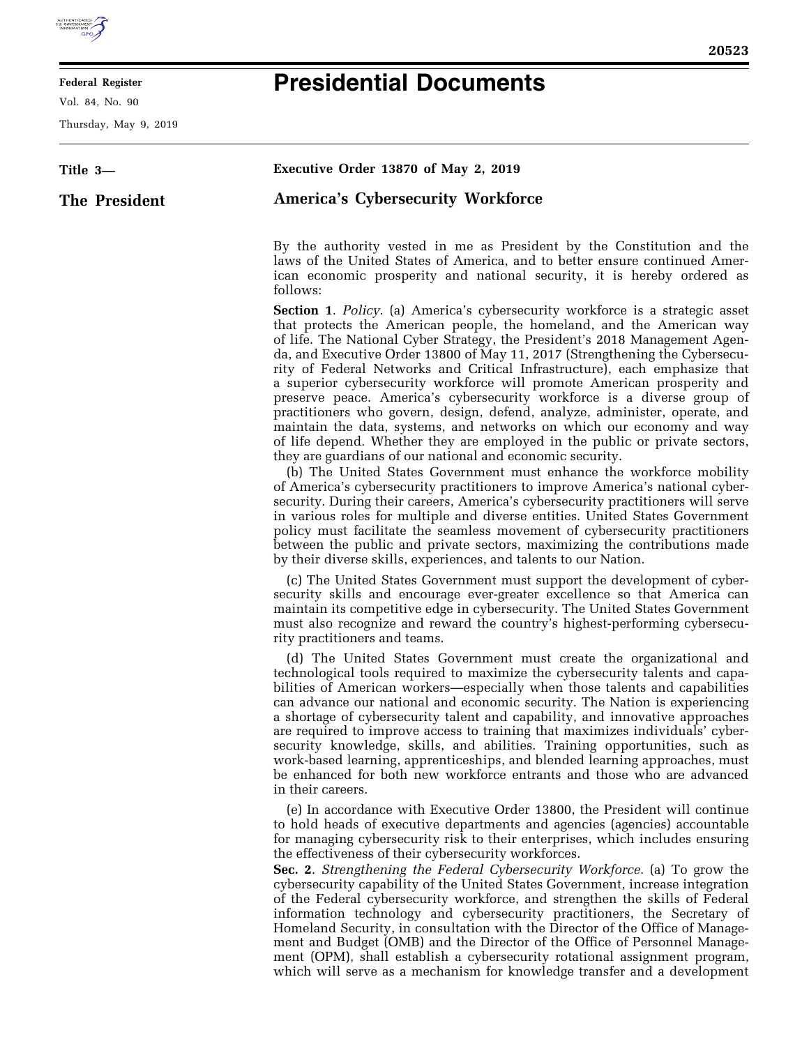**Federal Register**

Vol. 84, No. 90

Thursday, May 9, 2019

# Presidential Documents

**Title 3—**

**The President**

**Executive Order 13870 of May 2, 2019**

## America's Cybersecurity Workforce

By the authority vested in me as President by the Constitution and the laws of the United States of America, and to better ensure continued American economic prosperity and national security, it is hereby ordered as follows:

**Section 1**. *Policy.* (a) America's cybersecurity workforce is a strategic asset that protects the American people, the homeland, and the American way of life. The National Cyber Strategy, the President's 2018 Management Agenda, and Executive Order 13800 of May 11, 2017 (Strengthening the Cybersecurity of Federal Networks and Critical Infrastructure), each emphasize that a superior cybersecurity workforce will promote American prosperity and preserve peace. America's cybersecurity workforce is a diverse group of practitioners who govern, design, defend, analyze, administer, operate, and maintain the data, systems, and networks on which our economy and way of life depend. Whether they are employed in the public or private sectors, they are guardians of our national and economic security.

(b) The United States Government must enhance the workforce mobility of America's cybersecurity practitioners to improve America's national cybersecurity. During their careers, America's cybersecurity practitioners will serve in various roles for multiple and diverse entities. United States Government policy must facilitate the seamless movement of cybersecurity practitioners between the public and private sectors, maximizing the contributions made by their diverse skills, experiences, and talents to our Nation.

(c) The United States Government must support the development of cybersecurity skills and encourage ever-greater excellence so that America can maintain its competitive edge in cybersecurity. The United States Government must also recognize and reward the country's highest-performing cybersecurity practitioners and teams.

(d) The United States Government must create the organizational and technological tools required to maximize the cybersecurity talents and capabilities of American workers—especially when those talents and capabilities can advance our national and economic security. The Nation is experiencing a shortage of cybersecurity talent and capability, and innovative approaches are required to improve access to training that maximizes individuals' cybersecurity knowledge, skills, and abilities. Training opportunities, such as work-based learning, apprenticeships, and blended learning approaches, must be enhanced for both new workforce entrants and those who are advanced in their careers.

(e) In accordance with Executive Order 13800, the President will continue to hold heads of executive departments and agencies (agencies) accountable for managing cybersecurity risk to their enterprises, which includes ensuring the effectiveness of their cybersecurity workforces.

**Sec. 2**. *Strengthening the Federal Cybersecurity Workforce.* (a) To grow the cybersecurity capability of the United States Government, increase integration of the Federal cybersecurity workforce, and strengthen the skills of Federal information technology and cybersecurity practitioners, the Secretary of Homeland Security, in consultation with the Director of the Office of Management and Budget (OMB) and the Director of the Office of Personnel Management (OPM), shall establish a cybersecurity rotational assignment program, which will serve as a mechanism for knowledge transfer and a development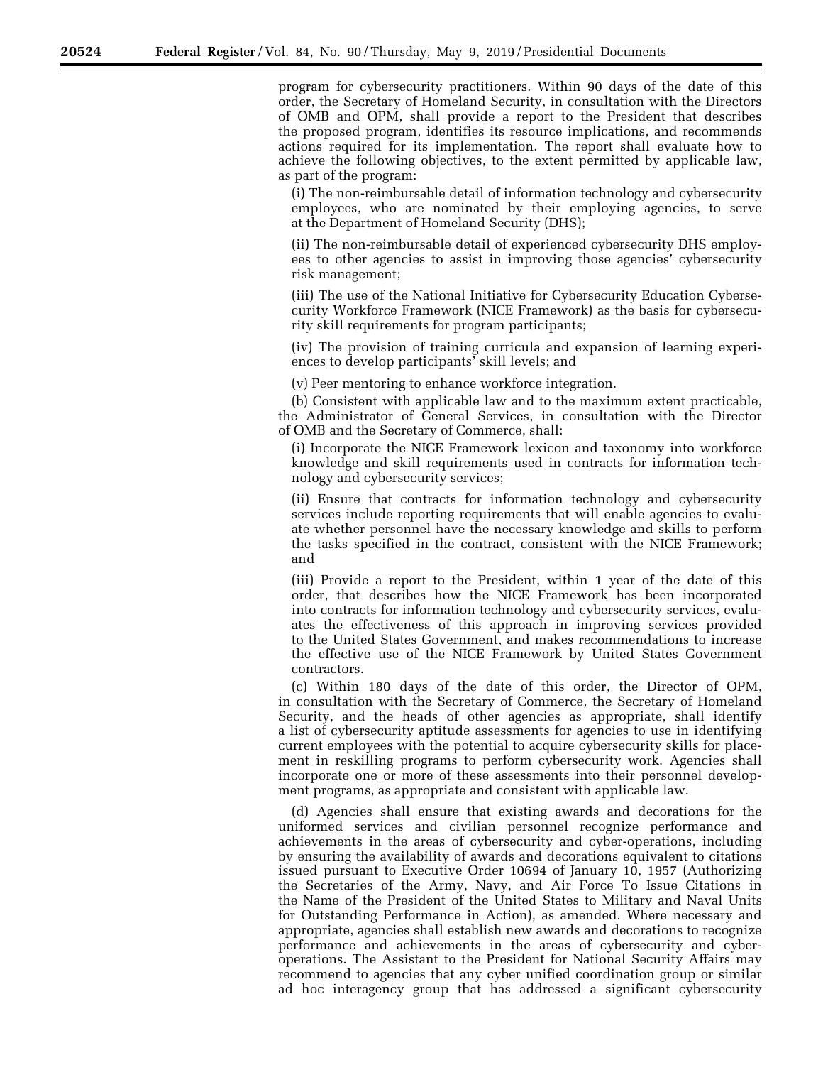program for cybersecurity practitioners. Within 90 days of the date of this order, the Secretary of Homeland Security, in consultation with the Directors of OMB and OPM, shall provide a report to the President that describes the proposed program, identifies its resource implications, and recommends actions required for its implementation. The report shall evaluate how to achieve the following objectives, to the extent permitted by applicable law, as part of the program:

(i) The non-reimbursable detail of information technology and cybersecurity employees, who are nominated by their employing agencies, to serve at the Department of Homeland Security (DHS);

(ii) The non-reimbursable detail of experienced cybersecurity DHS employees to other agencies to assist in improving those agencies' cybersecurity risk management;

(iii) The use of the National Initiative for Cybersecurity Education Cybersecurity Workforce Framework (NICE Framework) as the basis for cybersecurity skill requirements for program participants;

(iv) The provision of training curricula and expansion of learning experiences to develop participants' skill levels; and

(v) Peer mentoring to enhance workforce integration.

(b) Consistent with applicable law and to the maximum extent practicable, the Administrator of General Services, in consultation with the Director of OMB and the Secretary of Commerce, shall:

(i) Incorporate the NICE Framework lexicon and taxonomy into workforce knowledge and skill requirements used in contracts for information technology and cybersecurity services;

(ii) Ensure that contracts for information technology and cybersecurity services include reporting requirements that will enable agencies to evaluate whether personnel have the necessary knowledge and skills to perform the tasks specified in the contract, consistent with the NICE Framework; and

(iii) Provide a report to the President, within 1 year of the date of this order, that describes how the NICE Framework has been incorporated into contracts for information technology and cybersecurity services, evaluates the effectiveness of this approach in improving services provided to the United States Government, and makes recommendations to increase the effective use of the NICE Framework by United States Government contractors.

(c) Within 180 days of the date of this order, the Director of OPM, in consultation with the Secretary of Commerce, the Secretary of Homeland Security, and the heads of other agencies as appropriate, shall identify a list of cybersecurity aptitude assessments for agencies to use in identifying current employees with the potential to acquire cybersecurity skills for placement in reskilling programs to perform cybersecurity work. Agencies shall incorporate one or more of these assessments into their personnel development programs, as appropriate and consistent with applicable law.

(d) Agencies shall ensure that existing awards and decorations for the uniformed services and civilian personnel recognize performance and achievements in the areas of cybersecurity and cyber-operations, including by ensuring the availability of awards and decorations equivalent to citations issued pursuant to Executive Order 10694 of January 10, 1957 (Authorizing the Secretaries of the Army, Navy, and Air Force To Issue Citations in the Name of the President of the United States to Military and Naval Units for Outstanding Performance in Action), as amended. Where necessary and appropriate, agencies shall establish new awards and decorations to recognize performance and achievements in the areas of cybersecurity and cyber-operations. The Assistant to the President for National Security Affairs may recommend to agencies that any cyber unified coordination group or similar ad hoc interagency group that has addressed a significant cybersecurity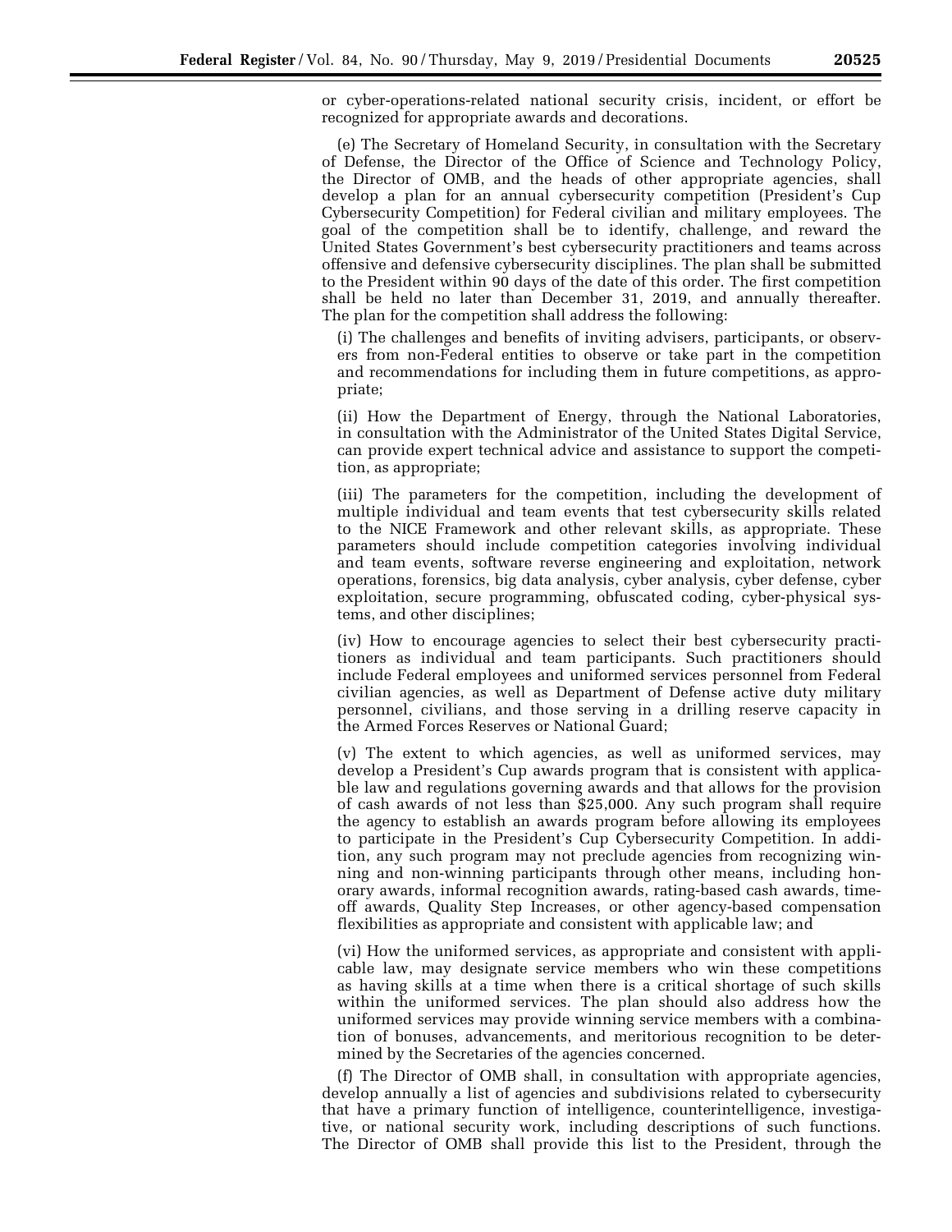or cyber-operations-related national security crisis, incident, or effort be recognized for appropriate awards and decorations.

(e) The Secretary of Homeland Security, in consultation with the Secretary of Defense, the Director of the Office of Science and Technology Policy, the Director of OMB, and the heads of other appropriate agencies, shall develop a plan for an annual cybersecurity competition (President's Cup Cybersecurity Competition) for Federal civilian and military employees. The goal of the competition shall be to identify, challenge, and reward the United States Government's best cybersecurity practitioners and teams across offensive and defensive cybersecurity disciplines. The plan shall be submitted to the President within 90 days of the date of this order. The first competition shall be held no later than December 31, 2019, and annually thereafter. The plan for the competition shall address the following:

(i) The challenges and benefits of inviting advisers, participants, or observers from non-Federal entities to observe or take part in the competition and recommendations for including them in future competitions, as appropriate;

(ii) How the Department of Energy, through the National Laboratories, in consultation with the Administrator of the United States Digital Service, can provide expert technical advice and assistance to support the competition, as appropriate;

(iii) The parameters for the competition, including the development of multiple individual and team events that test cybersecurity skills related to the NICE Framework and other relevant skills, as appropriate. These parameters should include competition categories involving individual and team events, software reverse engineering and exploitation, network operations, forensics, big data analysis, cyber analysis, cyber defense, cyber exploitation, secure programming, obfuscated coding, cyber-physical systems, and other disciplines;

(iv) How to encourage agencies to select their best cybersecurity practitioners as individual and team participants. Such practitioners should include Federal employees and uniformed services personnel from Federal civilian agencies, as well as Department of Defense active duty military personnel, civilians, and those serving in a drilling reserve capacity in the Armed Forces Reserves or National Guard;

(v) The extent to which agencies, as well as uniformed services, may develop a President's Cup awards program that is consistent with applicable law and regulations governing awards and that allows for the provision of cash awards of not less than $25,000. Any such program shall require the agency to establish an awards program before allowing its employees to participate in the President's Cup Cybersecurity Competition. In addition, any such program may not preclude agencies from recognizing winning and non-winning participants through other means, including honorary awards, informal recognition awards, rating-based cash awards, time-off awards, Quality Step Increases, or other agency-based compensation flexibilities as appropriate and consistent with applicable law; and

(vi) How the uniformed services, as appropriate and consistent with applicable law, may designate service members who win these competitions as having skills at a time when there is a critical shortage of such skills within the uniformed services. The plan should also address how the uniformed services may provide winning service members with a combination of bonuses, advancements, and meritorious recognition to be determined by the Secretaries of the agencies concerned.

(f) The Director of OMB shall, in consultation with appropriate agencies, develop annually a list of agencies and subdivisions related to cybersecurity that have a primary function of intelligence, counterintelligence, investigative, or national security work, including descriptions of such functions. The Director of OMB shall provide this list to the President, through the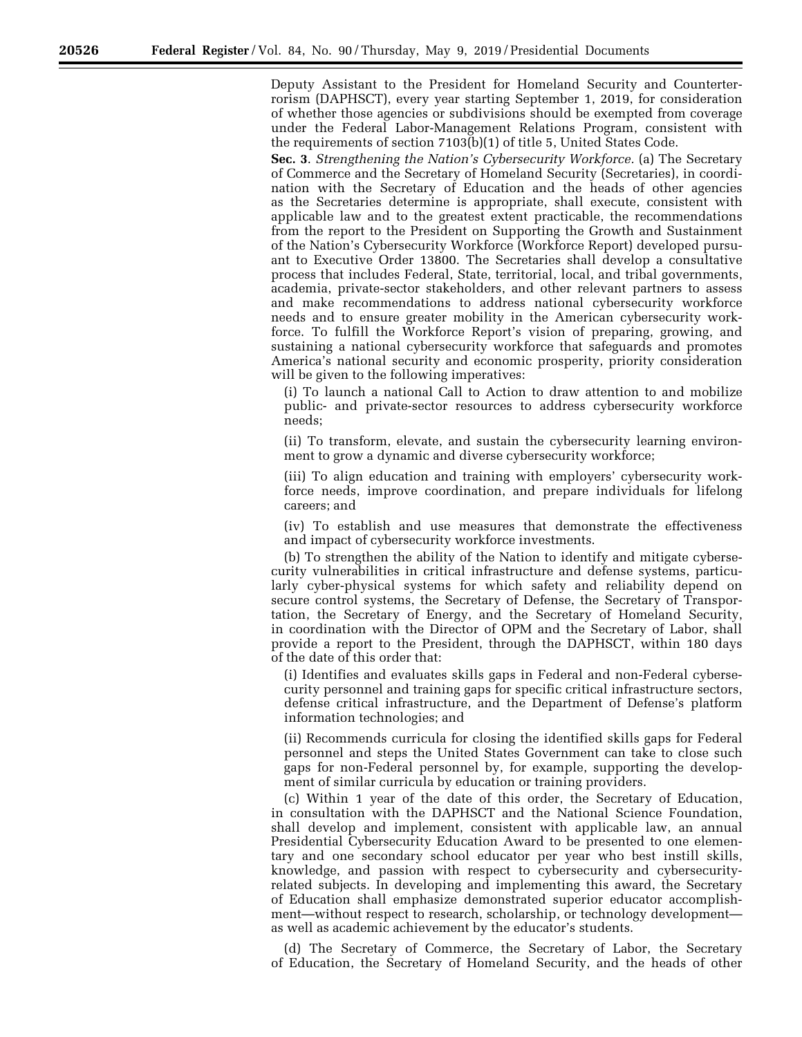Deputy Assistant to the President for Homeland Security and Counterterrorism (DAPHSCT), every year starting September 1, 2019, for consideration of whether those agencies or subdivisions should be exempted from coverage under the Federal Labor-Management Relations Program, consistent with the requirements of section 7103(b)(1) of title 5, United States Code.

**Sec. 3**. *Strengthening the Nation's Cybersecurity Workforce.* (a) The Secretary of Commerce and the Secretary of Homeland Security (Secretaries), in coordination with the Secretary of Education and the heads of other agencies as the Secretaries determine is appropriate, shall execute, consistent with applicable law and to the greatest extent practicable, the recommendations from the report to the President on Supporting the Growth and Sustainment of the Nation's Cybersecurity Workforce (Workforce Report) developed pursuant to Executive Order 13800. The Secretaries shall develop a consultative process that includes Federal, State, territorial, local, and tribal governments, academia, private-sector stakeholders, and other relevant partners to assess and make recommendations to address national cybersecurity workforce needs and to ensure greater mobility in the American cybersecurity workforce. To fulfill the Workforce Report's vision of preparing, growing, and sustaining a national cybersecurity workforce that safeguards and promotes America's national security and economic prosperity, priority consideration will be given to the following imperatives:

(i) To launch a national Call to Action to draw attention to and mobilize public- and private-sector resources to address cybersecurity workforce needs;

(ii) To transform, elevate, and sustain the cybersecurity learning environment to grow a dynamic and diverse cybersecurity workforce;

(iii) To align education and training with employers' cybersecurity workforce needs, improve coordination, and prepare individuals for lifelong careers; and

(iv) To establish and use measures that demonstrate the effectiveness and impact of cybersecurity workforce investments.

(b) To strengthen the ability of the Nation to identify and mitigate cybersecurity vulnerabilities in critical infrastructure and defense systems, particularly cyber-physical systems for which safety and reliability depend on secure control systems, the Secretary of Defense, the Secretary of Transportation, the Secretary of Energy, and the Secretary of Homeland Security, in coordination with the Director of OPM and the Secretary of Labor, shall provide a report to the President, through the DAPHSCT, within 180 days of the date of this order that:

(i) Identifies and evaluates skills gaps in Federal and non-Federal cybersecurity personnel and training gaps for specific critical infrastructure sectors, defense critical infrastructure, and the Department of Defense's platform information technologies; and

(ii) Recommends curricula for closing the identified skills gaps for Federal personnel and steps the United States Government can take to close such gaps for non-Federal personnel by, for example, supporting the development of similar curricula by education or training providers.

(c) Within 1 year of the date of this order, the Secretary of Education, in consultation with the DAPHSCT and the National Science Foundation, shall develop and implement, consistent with applicable law, an annual Presidential Cybersecurity Education Award to be presented to one elementary and one secondary school educator per year who best instill skills, knowledge, and passion with respect to cybersecurity and cybersecurity-related subjects. In developing and implementing this award, the Secretary of Education shall emphasize demonstrated superior educator accomplishment—without respect to research, scholarship, or technology development—as well as academic achievement by the educator's students.

(d) The Secretary of Commerce, the Secretary of Labor, the Secretary of Education, the Secretary of Homeland Security, and the heads of other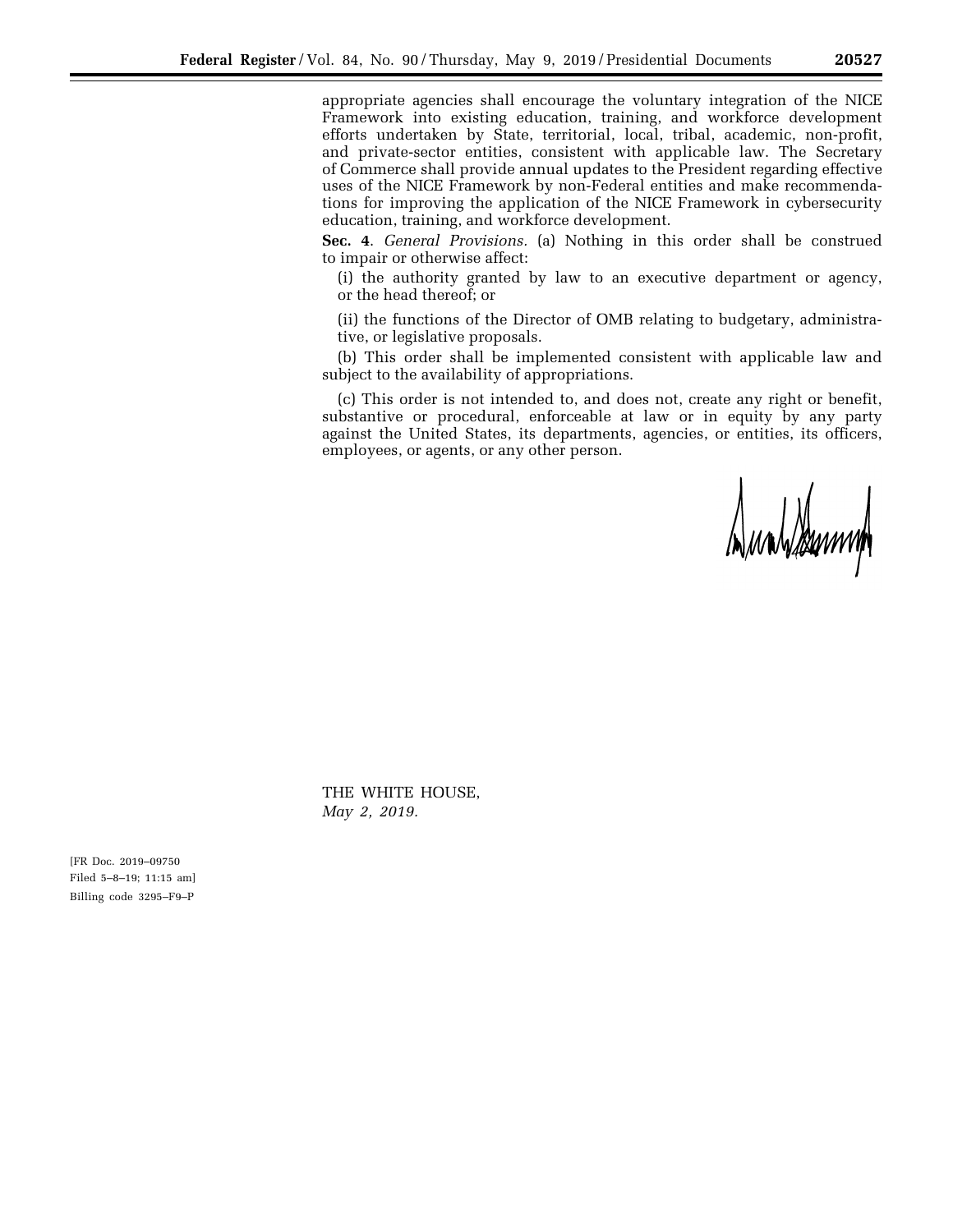appropriate agencies shall encourage the voluntary integration of the NICE Framework into existing education, training, and workforce development efforts undertaken by State, territorial, local, tribal, academic, non-profit, and private-sector entities, consistent with applicable law. The Secretary of Commerce shall provide annual updates to the President regarding effective uses of the NICE Framework by non-Federal entities and make recommendations for improving the application of the NICE Framework in cybersecurity education, training, and workforce development.

**Sec. 4**. *General Provisions.* (a) Nothing in this order shall be construed to impair or otherwise affect:

(i) the authority granted by law to an executive department or agency, or the head thereof; or

(ii) the functions of the Director of OMB relating to budgetary, administrative, or legislative proposals.

(b) This order shall be implemented consistent with applicable law and subject to the availability of appropriations.

(c) This order is not intended to, and does not, create any right or benefit, substantive or procedural, enforceable at law or in equity by any party against the United States, its departments, agencies, or entities, its officers, employees, or agents, or any other person.

THE WHITE HOUSE,
*May 2, 2019.*

[FR Doc. 2019–09750
Filed 5–8–19; 11:15 am]
Billing code 3295–F9–P